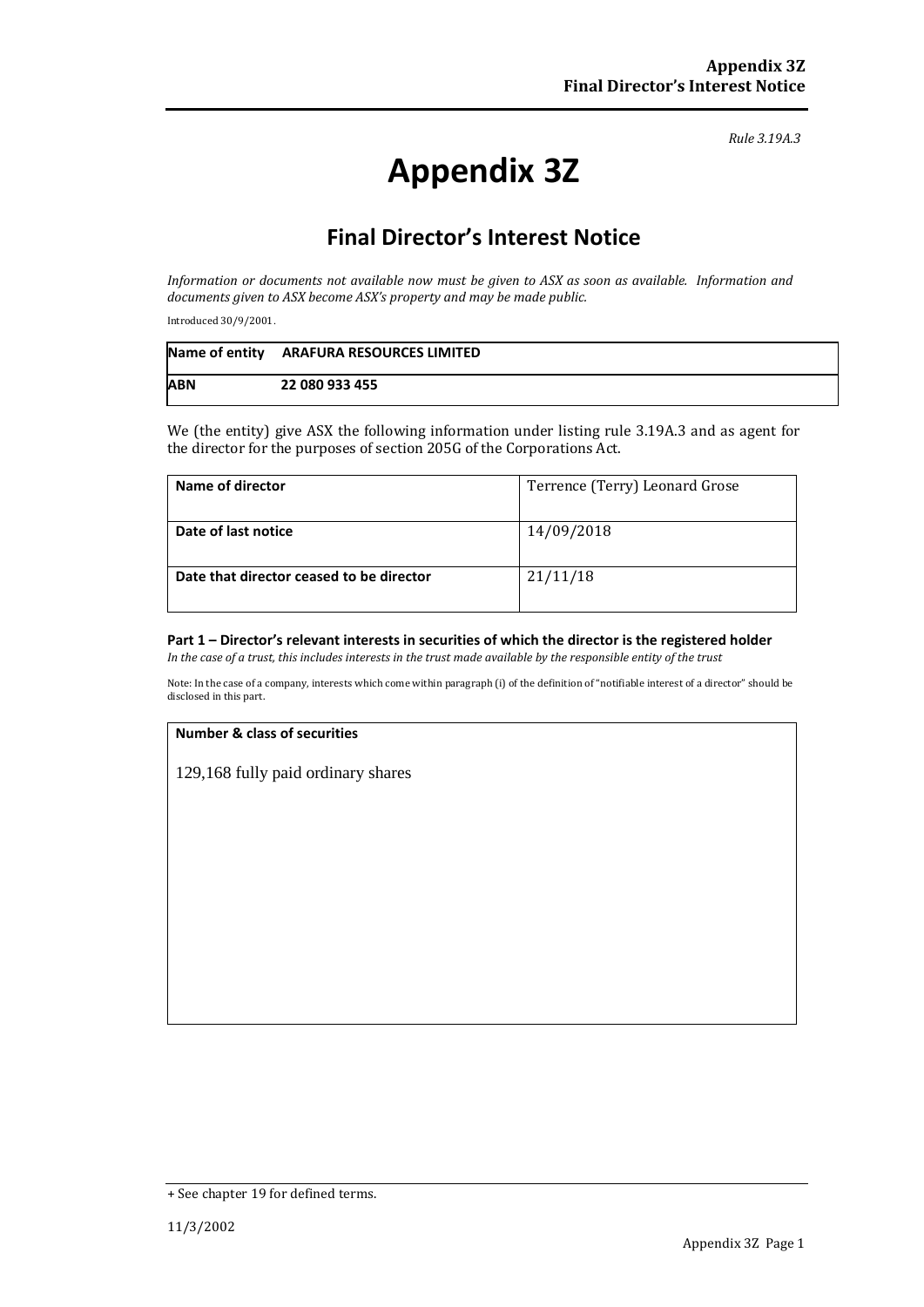*Rule 3.19A.3*

# Appendix 3Z

## Final Director's Interest Notice

*Information or documents not available now must be given to ASX as soon as available. Information and documents given to ASX become ASX's property and may be made public.*

Introduced 30/9/2001.

| Name of entity | ARAFURA RESOURCES LIMITED |
|---|---|
| ABN | 22 080 933 455 |

We (the entity) give ASX the following information under listing rule 3.19A.3 and as agent for the director for the purposes of section 205G of the Corporations Act.

| | |
|---|---|
| **Name of director** | Terrence (Terry) Leonard Grose |
| **Date of last notice** | 14/09/2018 |
| **Date that director ceased to be director** | 21/11/18 |

### Part 1 – Director's relevant interests in securities of which the director is the registered holder

*In the case of a trust, this includes interests in the trust made available by the responsible entity of the trust*

Note: In the case of a company, interests which come within paragraph (i) of the definition of "notifiable interest of a director" should be disclosed in this part.

| Number & class of securities |
|---|
| 129,168 fully paid ordinary shares |

+ See chapter 19 for defined terms.

11/3/2002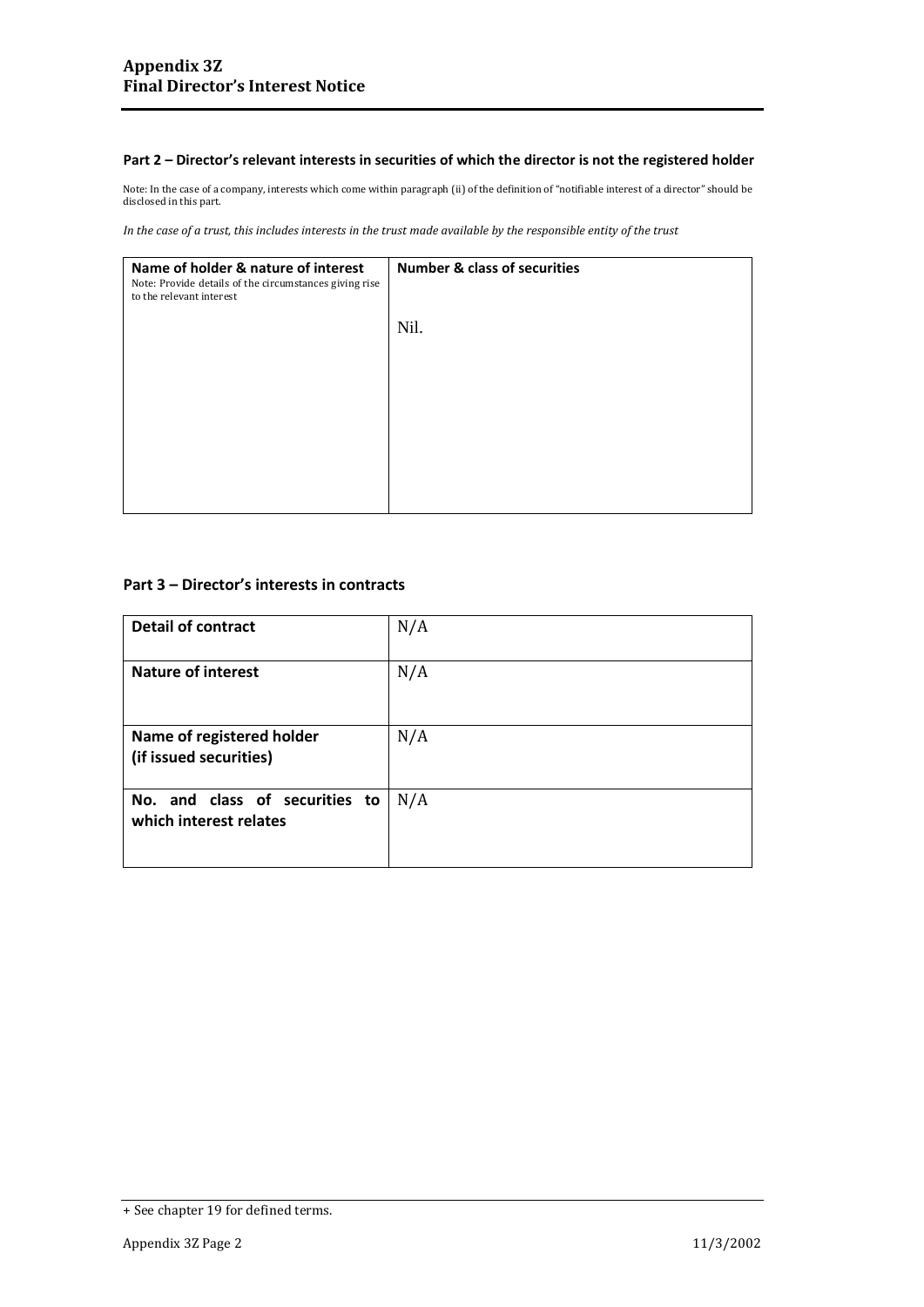## Part 2 – Director's relevant interests in securities of which the director is not the registered holder

Note: In the case of a company, interests which come within paragraph (ii) of the definition of "notifiable interest of a director" should be disclosed in this part.

*In the case of a trust, this includes interests in the trust made available by the responsible entity of the trust*

| **Name of holder & nature of interest**<br>Note: Provide details of the circumstances giving rise to the relevant interest | **Number & class of securities** |
|---|---|
| | Nil. |

## Part 3 – Director's interests in contracts

| | |
|---|---|
| **Detail of contract** | N/A |
| **Nature of interest** | N/A |
| **Name of registered holder (if issued securities)** | N/A |
| **No. and class of securities to which interest relates** | N/A |

+ See chapter 19 for defined terms.